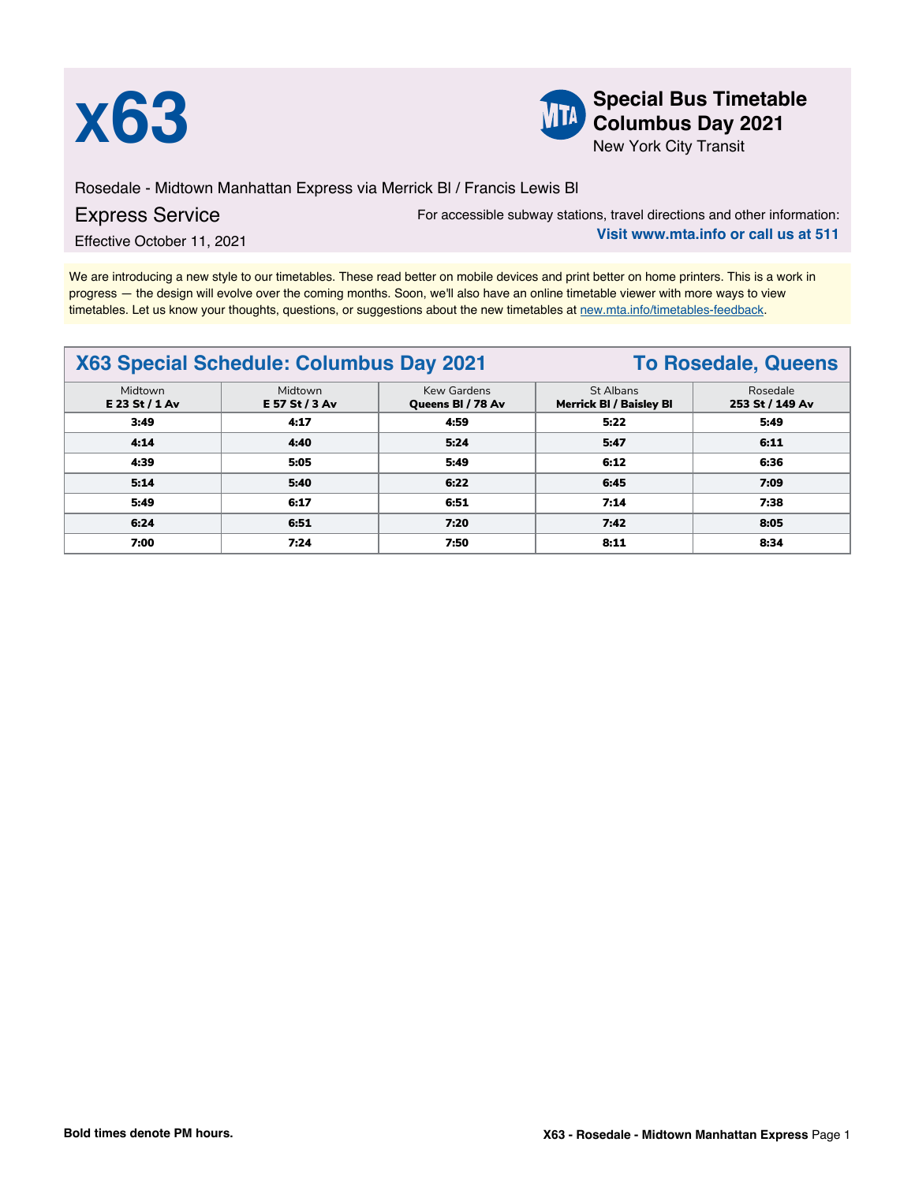# x63

**Special Bus Timetable**
**Columbus Day 2021**
New York City Transit

Rosedale - Midtown Manhattan Express via Merrick Bl / Francis Lewis Bl

Express Service

Effective October 11, 2021

For accessible subway stations, travel directions and other information:
**Visit www.mta.info or call us at 511**

We are introducing a new style to our timetables. These read better on mobile devices and print better on home printers. This is a work in progress — the design will evolve over the coming months. Soon, we'll also have an online timetable viewer with more ways to view timetables. Let us know your thoughts, questions, or suggestions about the new timetables at new.mta.info/timetables-feedback.

## X63 Special Schedule: Columbus Day 2021 — To Rosedale, Queens

| Midtown **E 23 St / 1 Av** | Midtown **E 57 St / 3 Av** | Kew Gardens **Queens Bl / 78 Av** | St Albans **Merrick Bl / Baisley Bl** | Rosedale **253 St / 149 Av** |
|---|---|---|---|---|
| **3:49** | **4:17** | **4:59** | **5:22** | **5:49** |
| **4:14** | **4:40** | **5:24** | **5:47** | **6:11** |
| **4:39** | **5:05** | **5:49** | **6:12** | **6:36** |
| **5:14** | **5:40** | **6:22** | **6:45** | **7:09** |
| **5:49** | **6:17** | **6:51** | **7:14** | **7:38** |
| **6:24** | **6:51** | **7:20** | **7:42** | **8:05** |
| **7:00** | **7:24** | **7:50** | **8:11** | **8:34** |

**Bold times denote PM hours.**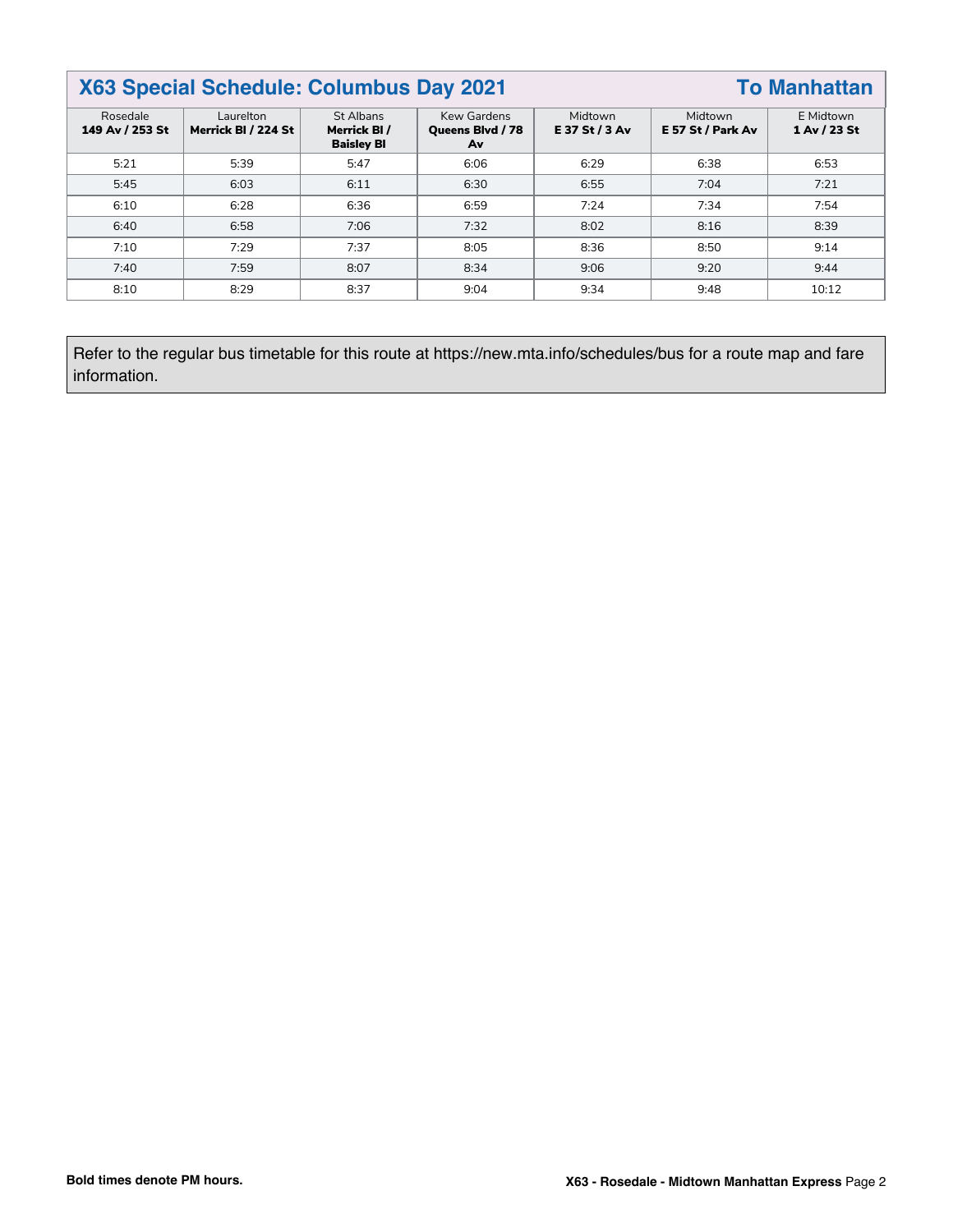## X63 Special Schedule: Columbus Day 2021 — To Manhattan

| Rosedale **149 Av / 253 St** | Laurelton **Merrick Bl / 224 St** | St Albans **Merrick Bl / Baisley Bl** | Kew Gardens **Queens Blvd / 78 Av** | Midtown **E 37 St / 3 Av** | Midtown **E 57 St / Park Av** | E Midtown **1 Av / 23 St** |
|---|---|---|---|---|---|---|
| 5:21 | 5:39 | 5:47 | 6:06 | 6:29 | 6:38 | 6:53 |
| 5:45 | 6:03 | 6:11 | 6:30 | 6:55 | 7:04 | 7:21 |
| 6:10 | 6:28 | 6:36 | 6:59 | 7:24 | 7:34 | 7:54 |
| 6:40 | 6:58 | 7:06 | 7:32 | 8:02 | 8:16 | 8:39 |
| 7:10 | 7:29 | 7:37 | 8:05 | 8:36 | 8:50 | 9:14 |
| 7:40 | 7:59 | 8:07 | 8:34 | 9:06 | 9:20 | 9:44 |
| 8:10 | 8:29 | 8:37 | 9:04 | 9:34 | 9:48 | 10:12 |

Refer to the regular bus timetable for this route at https://new.mta.info/schedules/bus for a route map and fare information.

**Bold times denote PM hours.**